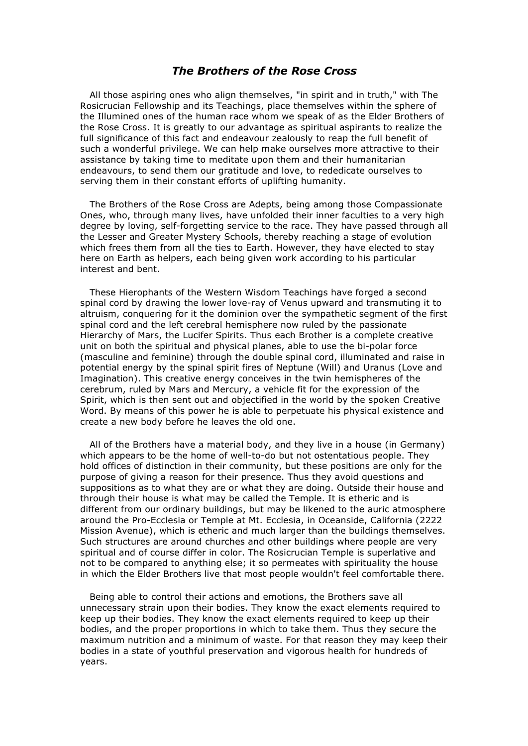## *The Brothers of the Rose Cross*

All those aspiring ones who align themselves, "in spirit and in truth," with The Rosicrucian Fellowship and its Teachings, place themselves within the sphere of the Illumined ones of the human race whom we speak of as the Elder Brothers of the Rose Cross. It is greatly to our advantage as spiritual aspirants to realize the full significance of this fact and endeavour zealously to reap the full benefit of such a wonderful privilege. We can help make ourselves more attractive to their assistance by taking time to meditate upon them and their humanitarian endeavours, to send them our gratitude and love, to rededicate ourselves to serving them in their constant efforts of uplifting humanity.

The Brothers of the Rose Cross are Adepts, being among those Compassionate Ones, who, through many lives, have unfolded their inner faculties to a very high degree by loving, self-forgetting service to the race. They have passed through all the Lesser and Greater Mystery Schools, thereby reaching a stage of evolution which frees them from all the ties to Earth. However, they have elected to stay here on Earth as helpers, each being given work according to his particular interest and bent.

These Hierophants of the Western Wisdom Teachings have forged a second spinal cord by drawing the lower love-ray of Venus upward and transmuting it to altruism, conquering for it the dominion over the sympathetic segment of the first spinal cord and the left cerebral hemisphere now ruled by the passionate Hierarchy of Mars, the Lucifer Spirits. Thus each Brother is a complete creative unit on both the spiritual and physical planes, able to use the bi-polar force (masculine and feminine) through the double spinal cord, illuminated and raise in potential energy by the spinal spirit fires of Neptune (Will) and Uranus (Love and Imagination). This creative energy conceives in the twin hemispheres of the cerebrum, ruled by Mars and Mercury, a vehicle fit for the expression of the Spirit, which is then sent out and objectified in the world by the spoken Creative Word. By means of this power he is able to perpetuate his physical existence and create a new body before he leaves the old one.

All of the Brothers have a material body, and they live in a house (in Germany) which appears to be the home of well-to-do but not ostentatious people. They hold offices of distinction in their community, but these positions are only for the purpose of giving a reason for their presence. Thus they avoid questions and suppositions as to what they are or what they are doing. Outside their house and through their house is what may be called the Temple. It is etheric and is different from our ordinary buildings, but may be likened to the auric atmosphere around the Pro-Ecclesia or Temple at Mt. Ecclesia, in Oceanside, California (2222 Mission Avenue), which is etheric and much larger than the buildings themselves. Such structures are around churches and other buildings where people are very spiritual and of course differ in color. The Rosicrucian Temple is superlative and not to be compared to anything else; it so permeates with spirituality the house in which the Elder Brothers live that most people wouldn't feel comfortable there.

Being able to control their actions and emotions, the Brothers save all unnecessary strain upon their bodies. They know the exact elements required to keep up their bodies. They know the exact elements required to keep up their bodies, and the proper proportions in which to take them. Thus they secure the maximum nutrition and a minimum of waste. For that reason they may keep their bodies in a state of youthful preservation and vigorous health for hundreds of years.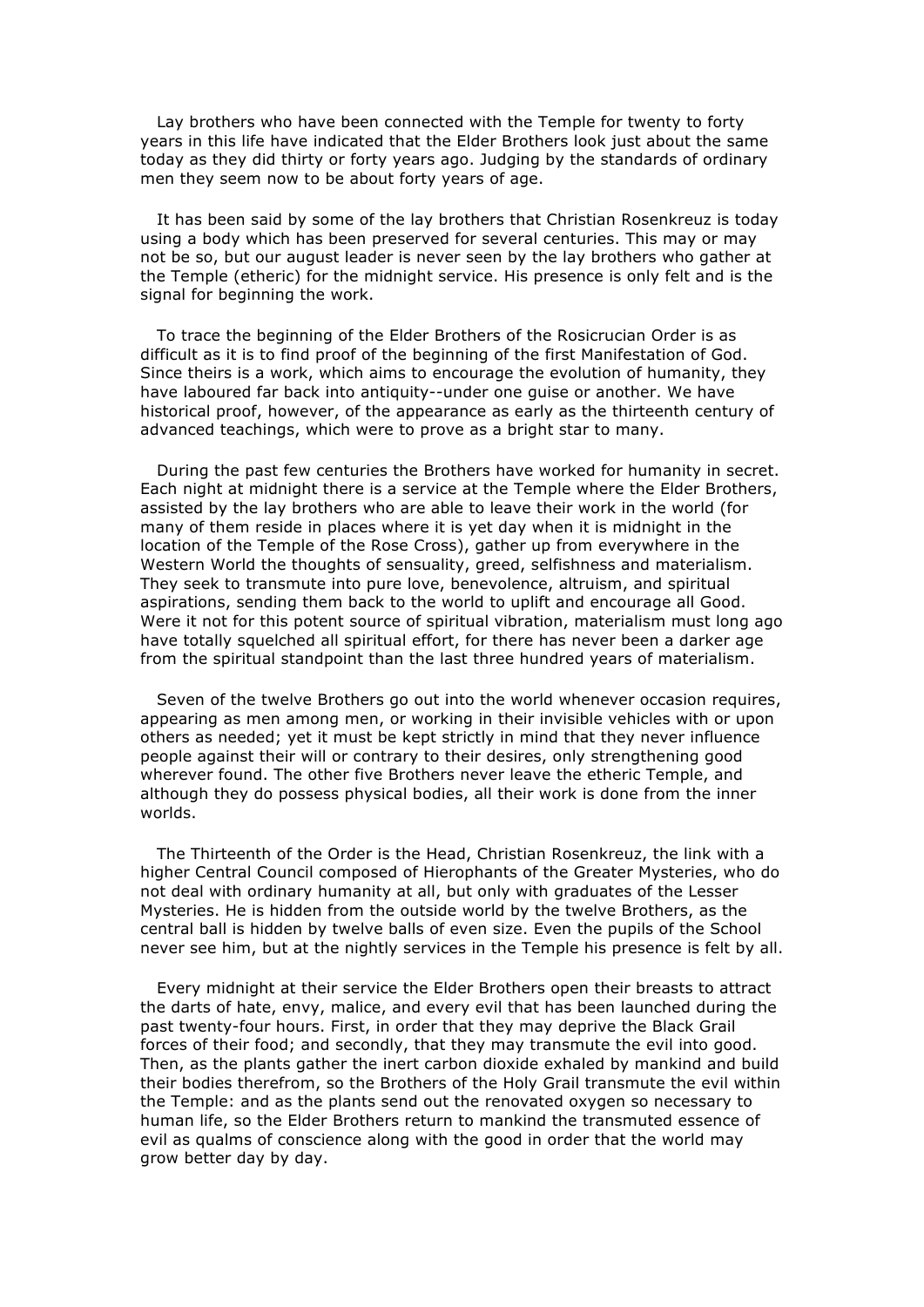Lay brothers who have been connected with the Temple for twenty to forty years in this life have indicated that the Elder Brothers look just about the same today as they did thirty or forty years ago. Judging by the standards of ordinary men they seem now to be about forty years of age.

It has been said by some of the lay brothers that Christian Rosenkreuz is today using a body which has been preserved for several centuries. This may or may not be so, but our august leader is never seen by the lay brothers who gather at the Temple (etheric) for the midnight service. His presence is only felt and is the signal for beginning the work.

To trace the beginning of the Elder Brothers of the Rosicrucian Order is as difficult as it is to find proof of the beginning of the first Manifestation of God. Since theirs is a work, which aims to encourage the evolution of humanity, they have laboured far back into antiquity--under one guise or another. We have historical proof, however, of the appearance as early as the thirteenth century of advanced teachings, which were to prove as a bright star to many.

During the past few centuries the Brothers have worked for humanity in secret. Each night at midnight there is a service at the Temple where the Elder Brothers, assisted by the lay brothers who are able to leave their work in the world (for many of them reside in places where it is yet day when it is midnight in the location of the Temple of the Rose Cross), gather up from everywhere in the Western World the thoughts of sensuality, greed, selfishness and materialism. They seek to transmute into pure love, benevolence, altruism, and spiritual aspirations, sending them back to the world to uplift and encourage all Good. Were it not for this potent source of spiritual vibration, materialism must long ago have totally squelched all spiritual effort, for there has never been a darker age from the spiritual standpoint than the last three hundred years of materialism.

Seven of the twelve Brothers go out into the world whenever occasion requires, appearing as men among men, or working in their invisible vehicles with or upon others as needed; yet it must be kept strictly in mind that they never influence people against their will or contrary to their desires, only strengthening good wherever found. The other five Brothers never leave the etheric Temple, and although they do possess physical bodies, all their work is done from the inner worlds.

The Thirteenth of the Order is the Head, Christian Rosenkreuz, the link with a higher Central Council composed of Hierophants of the Greater Mysteries, who do not deal with ordinary humanity at all, but only with graduates of the Lesser Mysteries. He is hidden from the outside world by the twelve Brothers, as the central ball is hidden by twelve balls of even size. Even the pupils of the School never see him, but at the nightly services in the Temple his presence is felt by all.

Every midnight at their service the Elder Brothers open their breasts to attract the darts of hate, envy, malice, and every evil that has been launched during the past twenty-four hours. First, in order that they may deprive the Black Grail forces of their food; and secondly, that they may transmute the evil into good. Then, as the plants gather the inert carbon dioxide exhaled by mankind and build their bodies therefrom, so the Brothers of the Holy Grail transmute the evil within the Temple: and as the plants send out the renovated oxygen so necessary to human life, so the Elder Brothers return to mankind the transmuted essence of evil as qualms of conscience along with the good in order that the world may grow better day by day.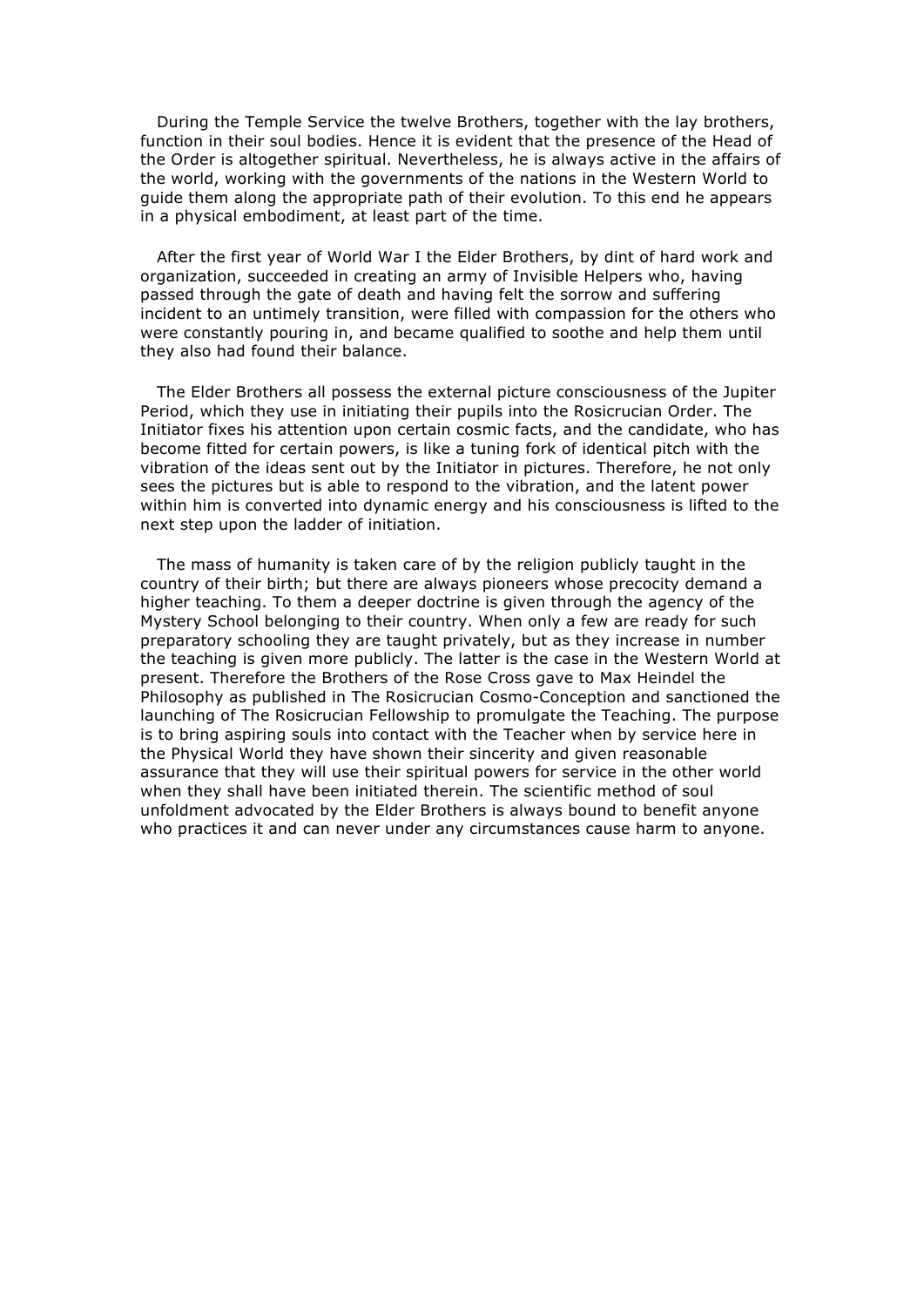During the Temple Service the twelve Brothers, together with the lay brothers, function in their soul bodies. Hence it is evident that the presence of the Head of the Order is altogether spiritual. Nevertheless, he is always active in the affairs of the world, working with the governments of the nations in the Western World to guide them along the appropriate path of their evolution. To this end he appears in a physical embodiment, at least part of the time.

After the first year of World War I the Elder Brothers, by dint of hard work and organization, succeeded in creating an army of Invisible Helpers who, having passed through the gate of death and having felt the sorrow and suffering incident to an untimely transition, were filled with compassion for the others who were constantly pouring in, and became qualified to soothe and help them until they also had found their balance.

The Elder Brothers all possess the external picture consciousness of the Jupiter Period, which they use in initiating their pupils into the Rosicrucian Order. The Initiator fixes his attention upon certain cosmic facts, and the candidate, who has become fitted for certain powers, is like a tuning fork of identical pitch with the vibration of the ideas sent out by the Initiator in pictures. Therefore, he not only sees the pictures but is able to respond to the vibration, and the latent power within him is converted into dynamic energy and his consciousness is lifted to the next step upon the ladder of initiation.

The mass of humanity is taken care of by the religion publicly taught in the country of their birth; but there are always pioneers whose precocity demand a higher teaching. To them a deeper doctrine is given through the agency of the Mystery School belonging to their country. When only a few are ready for such preparatory schooling they are taught privately, but as they increase in number the teaching is given more publicly. The latter is the case in the Western World at present. Therefore the Brothers of the Rose Cross gave to Max Heindel the Philosophy as published in The Rosicrucian Cosmo-Conception and sanctioned the launching of The Rosicrucian Fellowship to promulgate the Teaching. The purpose is to bring aspiring souls into contact with the Teacher when by service here in the Physical World they have shown their sincerity and given reasonable assurance that they will use their spiritual powers for service in the other world when they shall have been initiated therein. The scientific method of soul unfoldment advocated by the Elder Brothers is always bound to benefit anyone who practices it and can never under any circumstances cause harm to anyone.